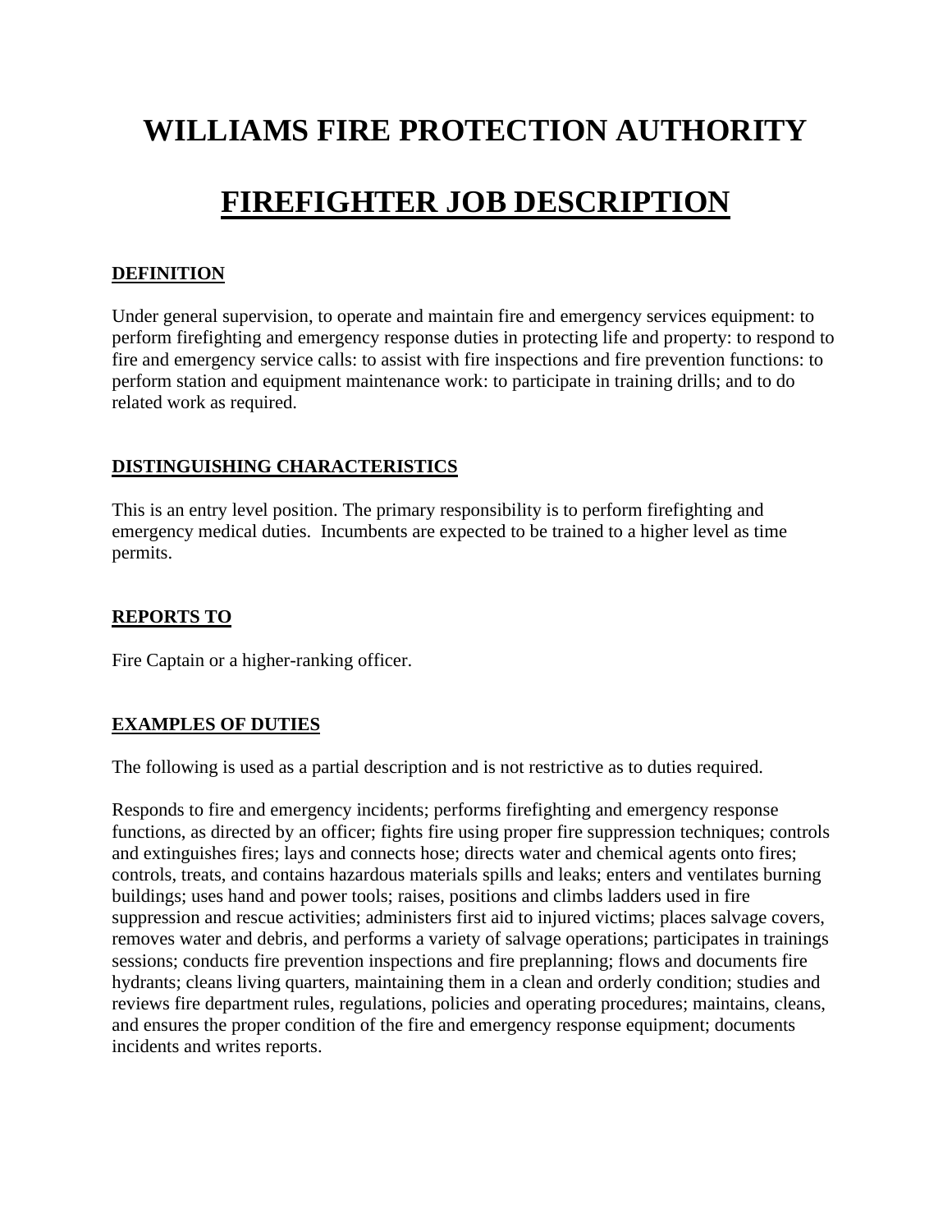# WILLIAMS FIRE PROTECTION AUTHORITY

# FIREFIGHTER JOB DESCRIPTION

## DEFINITION

Under general supervision, to operate and maintain fire and emergency services equipment: to perform firefighting and emergency response duties in protecting life and property: to respond to fire and emergency service calls: to assist with fire inspections and fire prevention functions: to perform station and equipment maintenance work: to participate in training drills; and to do related work as required.

## DISTINGUISHING CHARACTERISTICS

This is an entry level position. The primary responsibility is to perform firefighting and emergency medical duties. Incumbents are expected to be trained to a higher level as time permits.

## REPORTS TO

Fire Captain or a higher-ranking officer.

## EXAMPLES OF DUTIES

The following is used as a partial description and is not restrictive as to duties required.

Responds to fire and emergency incidents; performs firefighting and emergency response functions, as directed by an officer; fights fire using proper fire suppression techniques; controls and extinguishes fires; lays and connects hose; directs water and chemical agents onto fires; controls, treats, and contains hazardous materials spills and leaks; enters and ventilates burning buildings; uses hand and power tools; raises, positions and climbs ladders used in fire suppression and rescue activities; administers first aid to injured victims; places salvage covers, removes water and debris, and performs a variety of salvage operations; participates in trainings sessions; conducts fire prevention inspections and fire preplanning; flows and documents fire hydrants; cleans living quarters, maintaining them in a clean and orderly condition; studies and reviews fire department rules, regulations, policies and operating procedures; maintains, cleans, and ensures the proper condition of the fire and emergency response equipment; documents incidents and writes reports.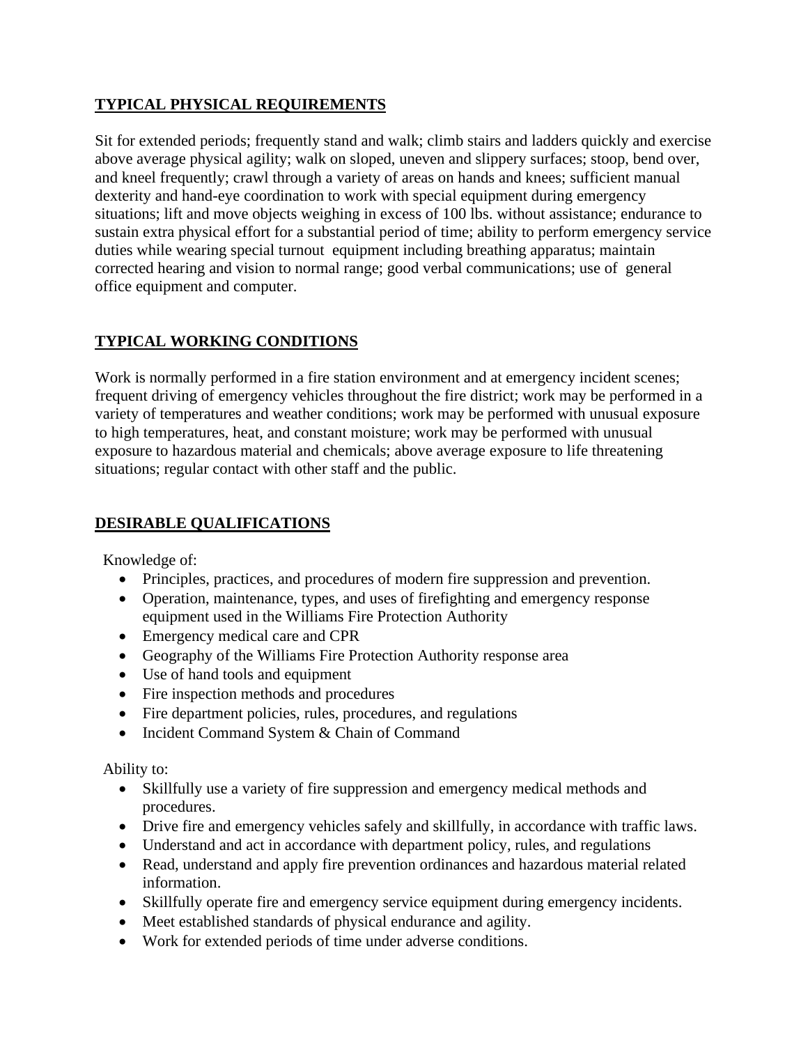## TYPICAL PHYSICAL REQUIREMENTS

Sit for extended periods; frequently stand and walk; climb stairs and ladders quickly and exercise above average physical agility; walk on sloped, uneven and slippery surfaces; stoop, bend over, and kneel frequently; crawl through a variety of areas on hands and knees; sufficient manual dexterity and hand-eye coordination to work with special equipment during emergency situations; lift and move objects weighing in excess of 100 lbs. without assistance; endurance to sustain extra physical effort for a substantial period of time; ability to perform emergency service duties while wearing special turnout equipment including breathing apparatus; maintain corrected hearing and vision to normal range; good verbal communications; use of general office equipment and computer.

## TYPICAL WORKING CONDITIONS

Work is normally performed in a fire station environment and at emergency incident scenes; frequent driving of emergency vehicles throughout the fire district; work may be performed in a variety of temperatures and weather conditions; work may be performed with unusual exposure to high temperatures, heat, and constant moisture; work may be performed with unusual exposure to hazardous material and chemicals; above average exposure to life threatening situations; regular contact with other staff and the public.

## DESIRABLE QUALIFICATIONS

Knowledge of:

- Principles, practices, and procedures of modern fire suppression and prevention.
- Operation, maintenance, types, and uses of firefighting and emergency response equipment used in the Williams Fire Protection Authority
- Emergency medical care and CPR
- Geography of the Williams Fire Protection Authority response area
- Use of hand tools and equipment
- Fire inspection methods and procedures
- Fire department policies, rules, procedures, and regulations
- Incident Command System & Chain of Command

Ability to:

- Skillfully use a variety of fire suppression and emergency medical methods and procedures.
- Drive fire and emergency vehicles safely and skillfully, in accordance with traffic laws.
- Understand and act in accordance with department policy, rules, and regulations
- Read, understand and apply fire prevention ordinances and hazardous material related information.
- Skillfully operate fire and emergency service equipment during emergency incidents.
- Meet established standards of physical endurance and agility.
- Work for extended periods of time under adverse conditions.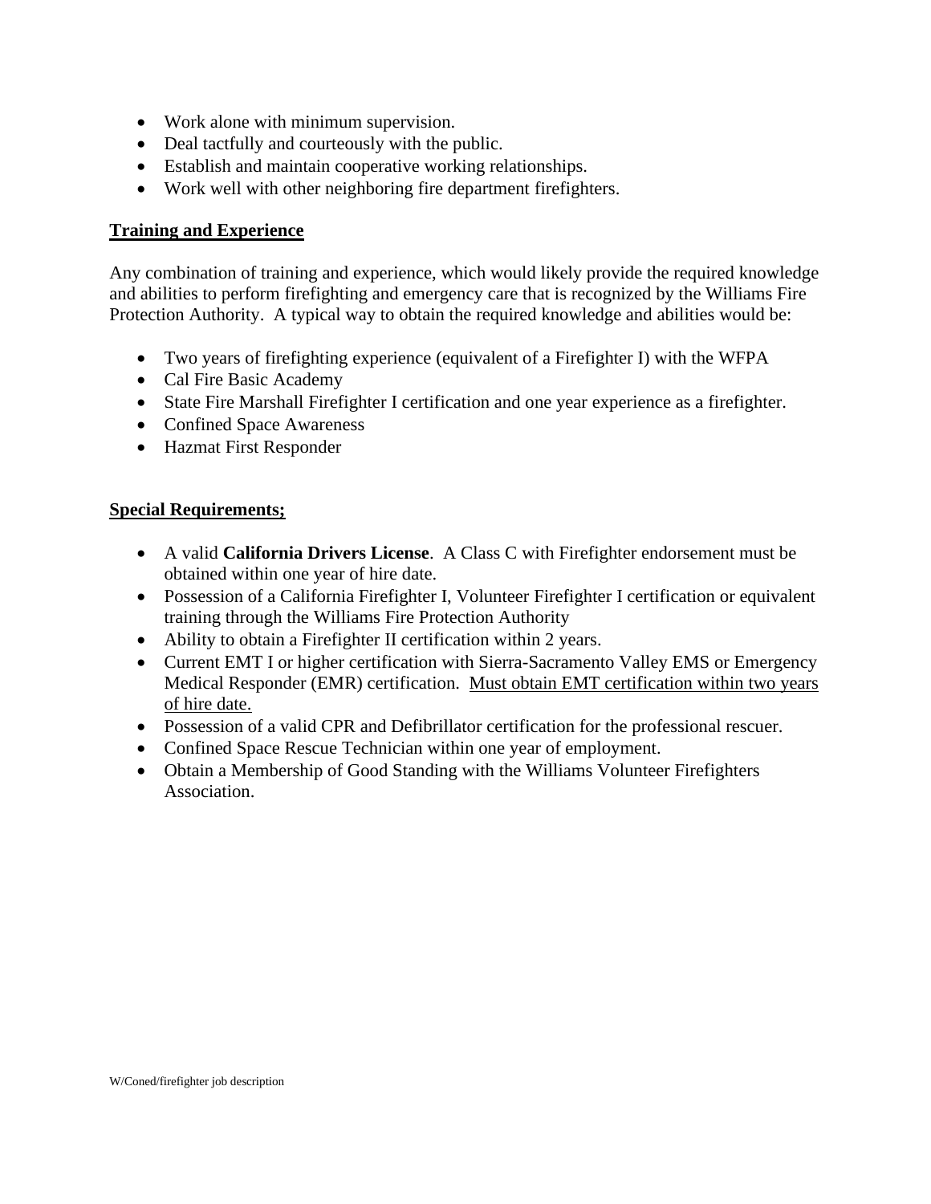- Work alone with minimum supervision.
- Deal tactfully and courteously with the public.
- Establish and maintain cooperative working relationships.
- Work well with other neighboring fire department firefighters.

**Training and Experience**

Any combination of training and experience, which would likely provide the required knowledge and abilities to perform firefighting and emergency care that is recognized by the Williams Fire Protection Authority. A typical way to obtain the required knowledge and abilities would be:

- Two years of firefighting experience (equivalent of a Firefighter I) with the WFPA
- Cal Fire Basic Academy
- State Fire Marshall Firefighter I certification and one year experience as a firefighter.
- Confined Space Awareness
- Hazmat First Responder

**Special Requirements;**

- A valid **California Drivers License**. A Class C with Firefighter endorsement must be obtained within one year of hire date.
- Possession of a California Firefighter I, Volunteer Firefighter I certification or equivalent training through the Williams Fire Protection Authority
- Ability to obtain a Firefighter II certification within 2 years.
- Current EMT I or higher certification with Sierra-Sacramento Valley EMS or Emergency Medical Responder (EMR) certification. Must obtain EMT certification within two years of hire date.
- Possession of a valid CPR and Defibrillator certification for the professional rescuer.
- Confined Space Rescue Technician within one year of employment.
- Obtain a Membership of Good Standing with the Williams Volunteer Firefighters Association.